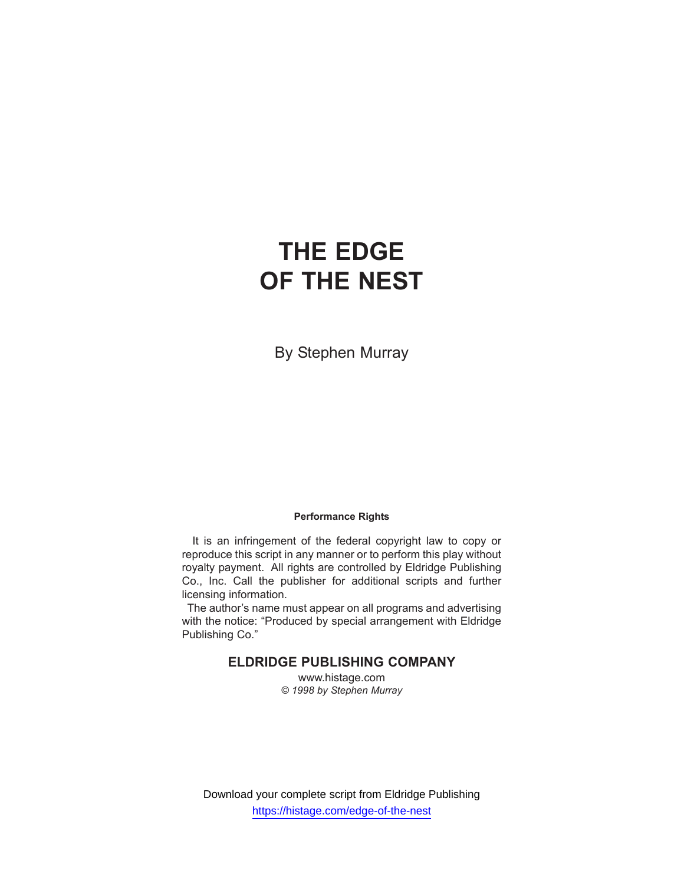# THE EDGE OF THE NEST

By Stephen Murray

**Performance Rights**

It is an infringement of the federal copyright law to copy or reproduce this script in any manner or to perform this play without royalty payment. All rights are controlled by Eldridge Publishing Co., Inc. Call the publisher for additional scripts and further licensing information.

The author's name must appear on all programs and advertising with the notice: "Produced by special arrangement with Eldridge Publishing Co."

**ELDRIDGE PUBLISHING COMPANY**

www.histage.com

*© 1998 by Stephen Murray*

Download your complete script from Eldridge Publishing

https://histage.com/edge-of-the-nest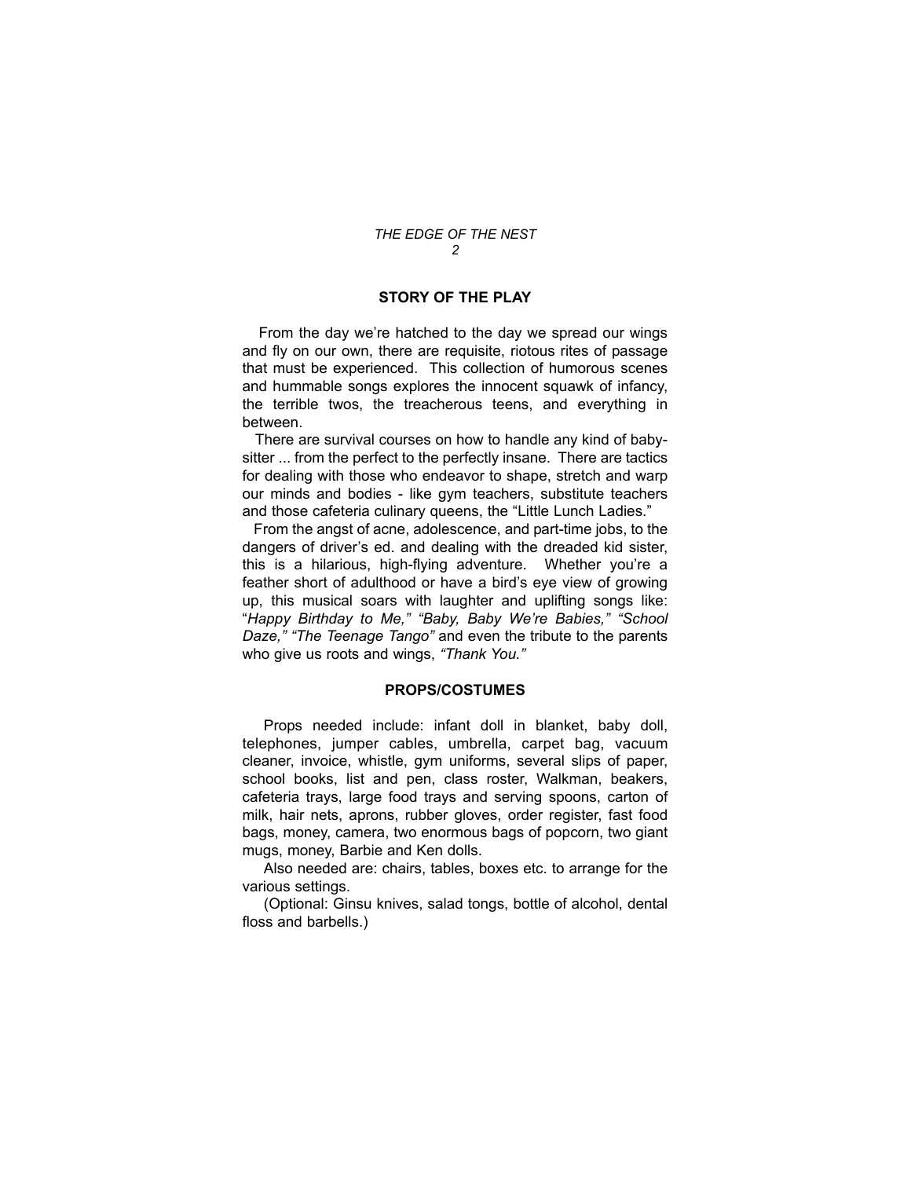## STORY OF THE PLAY

From the day we're hatched to the day we spread our wings and fly on our own, there are requisite, riotous rites of passage that must be experienced. This collection of humorous scenes and hummable songs explores the innocent squawk of infancy, the terrible twos, the treacherous teens, and everything in between.

There are survival courses on how to handle any kind of baby-sitter ... from the perfect to the perfectly insane. There are tactics for dealing with those who endeavor to shape, stretch and warp our minds and bodies - like gym teachers, substitute teachers and those cafeteria culinary queens, the "Little Lunch Ladies."

From the angst of acne, adolescence, and part-time jobs, to the dangers of driver's ed. and dealing with the dreaded kid sister, this is a hilarious, high-flying adventure. Whether you're a feather short of adulthood or have a bird's eye view of growing up, this musical soars with laughter and uplifting songs like: "*Happy Birthday to Me," "Baby, Baby We're Babies," "School Daze," "The Teenage Tango"* and even the tribute to the parents who give us roots and wings, *"Thank You."*

## PROPS/COSTUMES

Props needed include: infant doll in blanket, baby doll, telephones, jumper cables, umbrella, carpet bag, vacuum cleaner, invoice, whistle, gym uniforms, several slips of paper, school books, list and pen, class roster, Walkman, beakers, cafeteria trays, large food trays and serving spoons, carton of milk, hair nets, aprons, rubber gloves, order register, fast food bags, money, camera, two enormous bags of popcorn, two giant mugs, money, Barbie and Ken dolls.

Also needed are: chairs, tables, boxes etc. to arrange for the various settings.

(Optional: Ginsu knives, salad tongs, bottle of alcohol, dental floss and barbells.)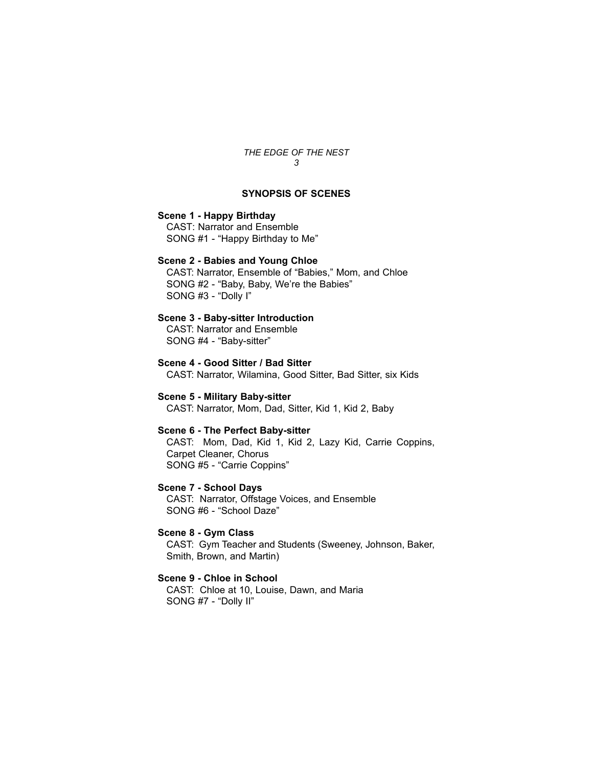## SYNOPSIS OF SCENES

**Scene 1 - Happy Birthday**
CAST: Narrator and Ensemble
SONG #1 - "Happy Birthday to Me"

**Scene 2 - Babies and Young Chloe**
CAST: Narrator, Ensemble of "Babies," Mom, and Chloe
SONG #2 - "Baby, Baby, We're the Babies"
SONG #3 - "Dolly I"

**Scene 3 - Baby-sitter Introduction**
CAST: Narrator and Ensemble
SONG #4 - "Baby-sitter"

**Scene 4 - Good Sitter / Bad Sitter**
CAST: Narrator, Wilamina, Good Sitter, Bad Sitter, six Kids

**Scene 5 - Military Baby-sitter**
CAST: Narrator, Mom, Dad, Sitter, Kid 1, Kid 2, Baby

**Scene 6 - The Perfect Baby-sitter**
CAST: Mom, Dad, Kid 1, Kid 2, Lazy Kid, Carrie Coppins, Carpet Cleaner, Chorus
SONG #5 - "Carrie Coppins"

**Scene 7 - School Days**
CAST: Narrator, Offstage Voices, and Ensemble
SONG #6 - "School Daze"

**Scene 8 - Gym Class**
CAST: Gym Teacher and Students (Sweeney, Johnson, Baker, Smith, Brown, and Martin)

**Scene 9 - Chloe in School**
CAST: Chloe at 10, Louise, Dawn, and Maria
SONG #7 - "Dolly II"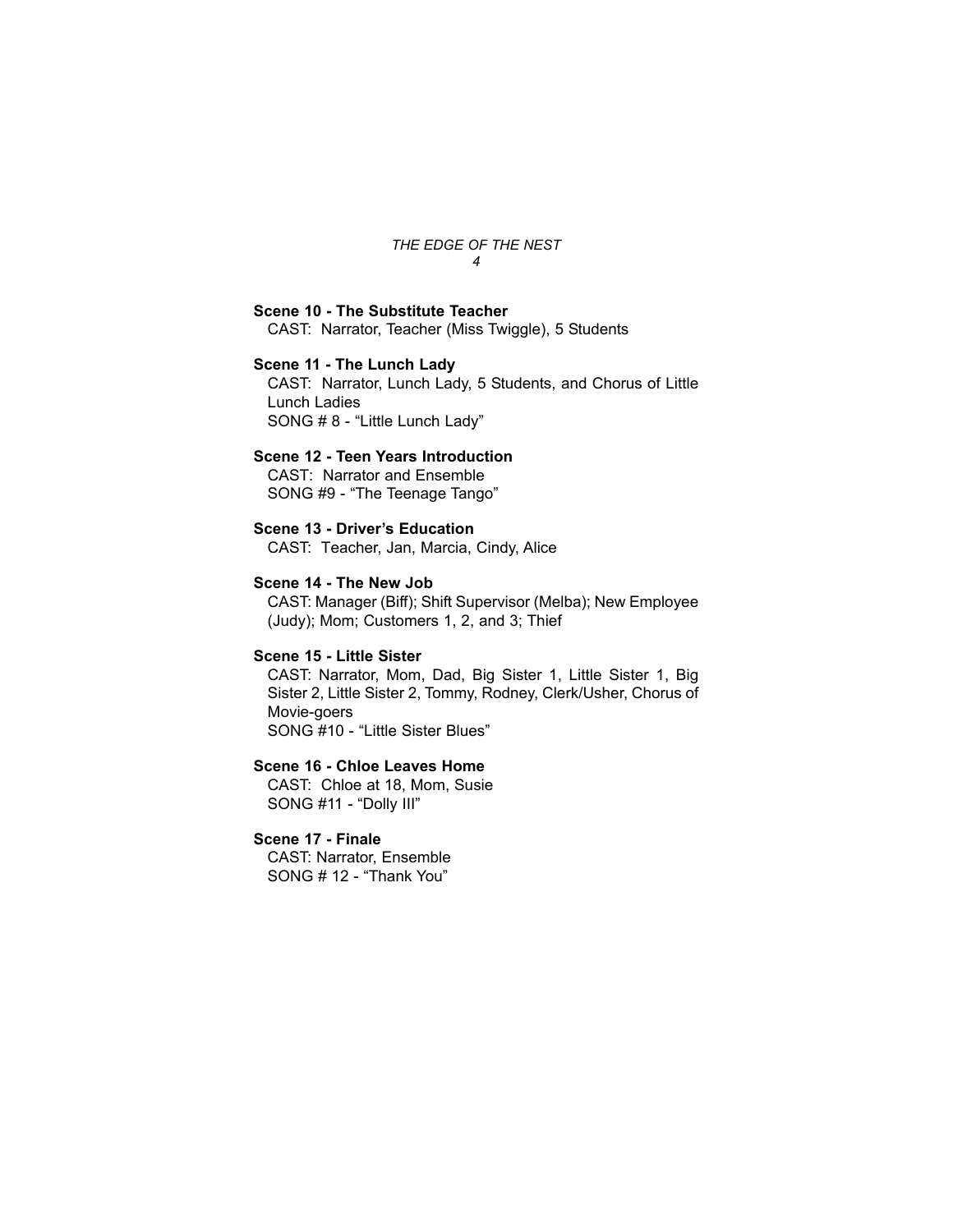**Scene 10 - The Substitute Teacher**
CAST: Narrator, Teacher (Miss Twiggle), 5 Students

**Scene 11 - The Lunch Lady**
CAST: Narrator, Lunch Lady, 5 Students, and Chorus of Little Lunch Ladies
SONG # 8 - "Little Lunch Lady"

**Scene 12 - Teen Years Introduction**
CAST: Narrator and Ensemble
SONG #9 - "The Teenage Tango"

**Scene 13 - Driver's Education**
CAST: Teacher, Jan, Marcia, Cindy, Alice

**Scene 14 - The New Job**
CAST: Manager (Biff); Shift Supervisor (Melba); New Employee (Judy); Mom; Customers 1, 2, and 3; Thief

**Scene 15 - Little Sister**
CAST: Narrator, Mom, Dad, Big Sister 1, Little Sister 1, Big Sister 2, Little Sister 2, Tommy, Rodney, Clerk/Usher, Chorus of Movie-goers
SONG #10 - "Little Sister Blues"

**Scene 16 - Chloe Leaves Home**
CAST: Chloe at 18, Mom, Susie
SONG #11 - "Dolly III"

**Scene 17 - Finale**
CAST: Narrator, Ensemble
SONG # 12 - "Thank You"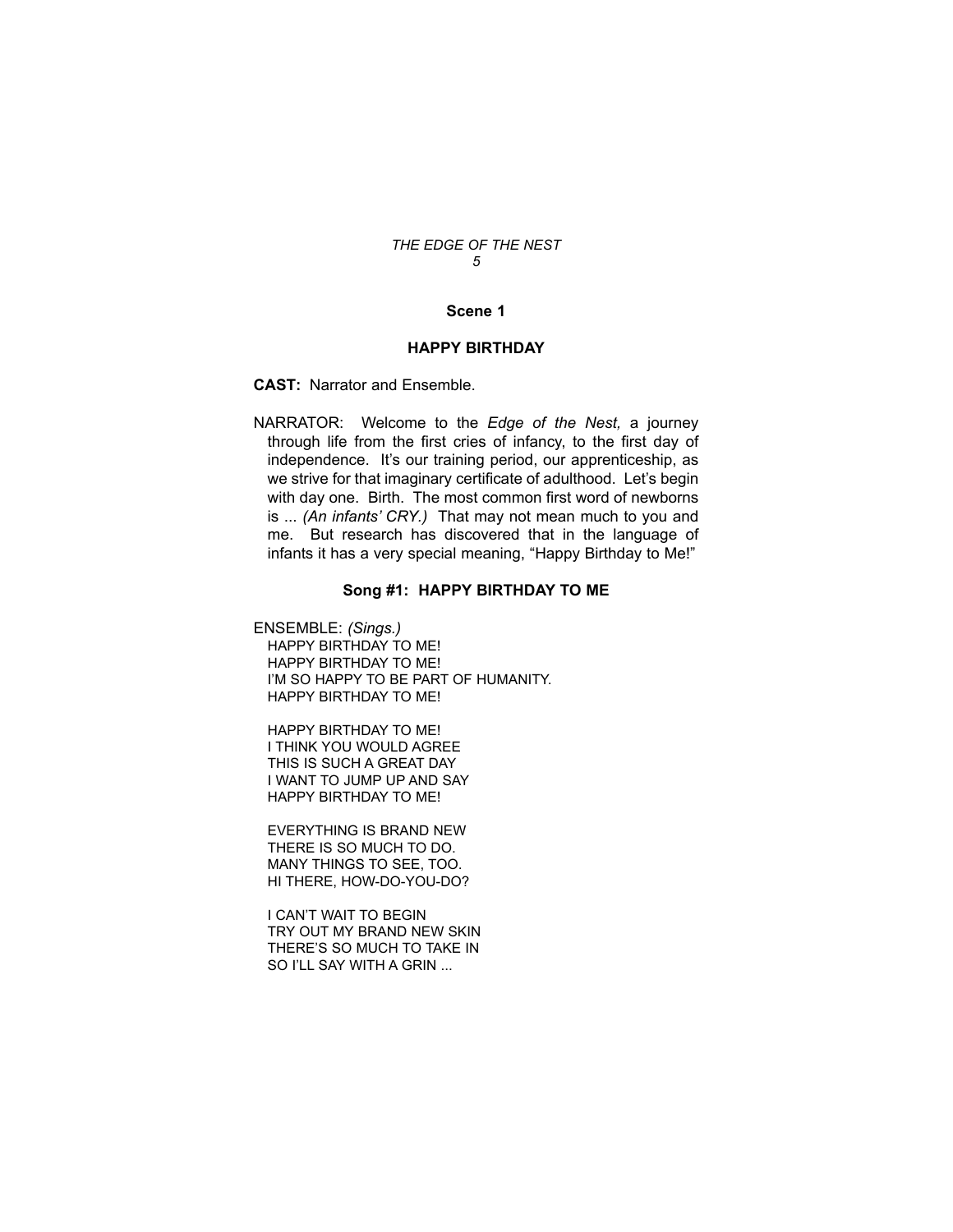## Scene 1

## HAPPY BIRTHDAY

**CAST:** Narrator and Ensemble.

NARRATOR: Welcome to the *Edge of the Nest,* a journey through life from the first cries of infancy, to the first day of independence. It's our training period, our apprenticeship, as we strive for that imaginary certificate of adulthood. Let's begin with day one. Birth. The most common first word of newborns is ... *(An infants' CRY.)* That may not mean much to you and me. But research has discovered that in the language of infants it has a very special meaning, "Happy Birthday to Me!"

### Song #1: HAPPY BIRTHDAY TO ME

ENSEMBLE: *(Sings.)*
HAPPY BIRTHDAY TO ME!
HAPPY BIRTHDAY TO ME!
I'M SO HAPPY TO BE PART OF HUMANITY.
HAPPY BIRTHDAY TO ME!

HAPPY BIRTHDAY TO ME!
I THINK YOU WOULD AGREE
THIS IS SUCH A GREAT DAY
I WANT TO JUMP UP AND SAY
HAPPY BIRTHDAY TO ME!

EVERYTHING IS BRAND NEW
THERE IS SO MUCH TO DO.
MANY THINGS TO SEE, TOO.
HI THERE, HOW-DO-YOU-DO?

I CAN'T WAIT TO BEGIN
TRY OUT MY BRAND NEW SKIN
THERE'S SO MUCH TO TAKE IN
SO I'LL SAY WITH A GRIN ...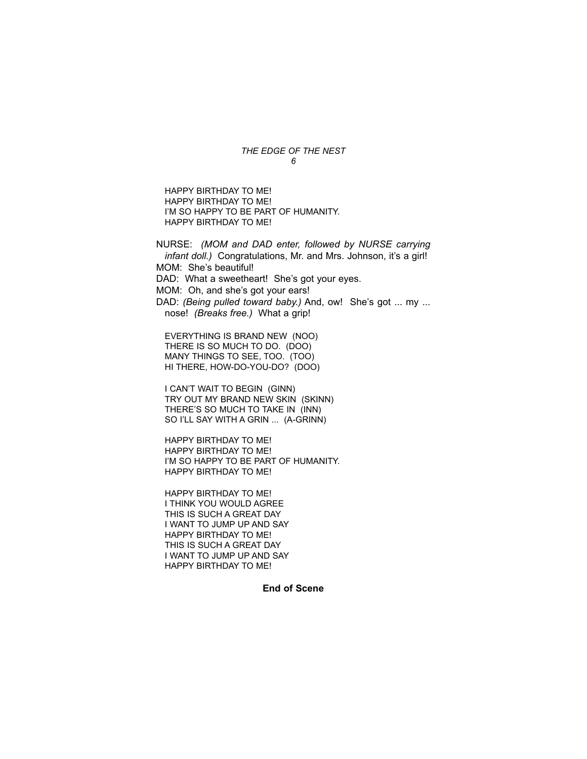HAPPY BIRTHDAY TO ME!
HAPPY BIRTHDAY TO ME!
I'M SO HAPPY TO BE PART OF HUMANITY.
HAPPY BIRTHDAY TO ME!

NURSE: *(MOM and DAD enter, followed by NURSE carrying infant doll.)* Congratulations, Mr. and Mrs. Johnson, it's a girl!
MOM: She's beautiful!
DAD: What a sweetheart! She's got your eyes.
MOM: Oh, and she's got your ears!
DAD: *(Being pulled toward baby.)* And, ow! She's got ... my ... nose! *(Breaks free.)* What a grip!

EVERYTHING IS BRAND NEW (NOO)
THERE IS SO MUCH TO DO. (DOO)
MANY THINGS TO SEE, TOO. (TOO)
HI THERE, HOW-DO-YOU-DO? (DOO)

I CAN'T WAIT TO BEGIN (GINN)
TRY OUT MY BRAND NEW SKIN (SKINN)
THERE'S SO MUCH TO TAKE IN (INN)
SO I'LL SAY WITH A GRIN ... (A-GRINN)

HAPPY BIRTHDAY TO ME!
HAPPY BIRTHDAY TO ME!
I'M SO HAPPY TO BE PART OF HUMANITY.
HAPPY BIRTHDAY TO ME!

HAPPY BIRTHDAY TO ME!
I THINK YOU WOULD AGREE
THIS IS SUCH A GREAT DAY
I WANT TO JUMP UP AND SAY
HAPPY BIRTHDAY TO ME!
THIS IS SUCH A GREAT DAY
I WANT TO JUMP UP AND SAY
HAPPY BIRTHDAY TO ME!

**End of Scene**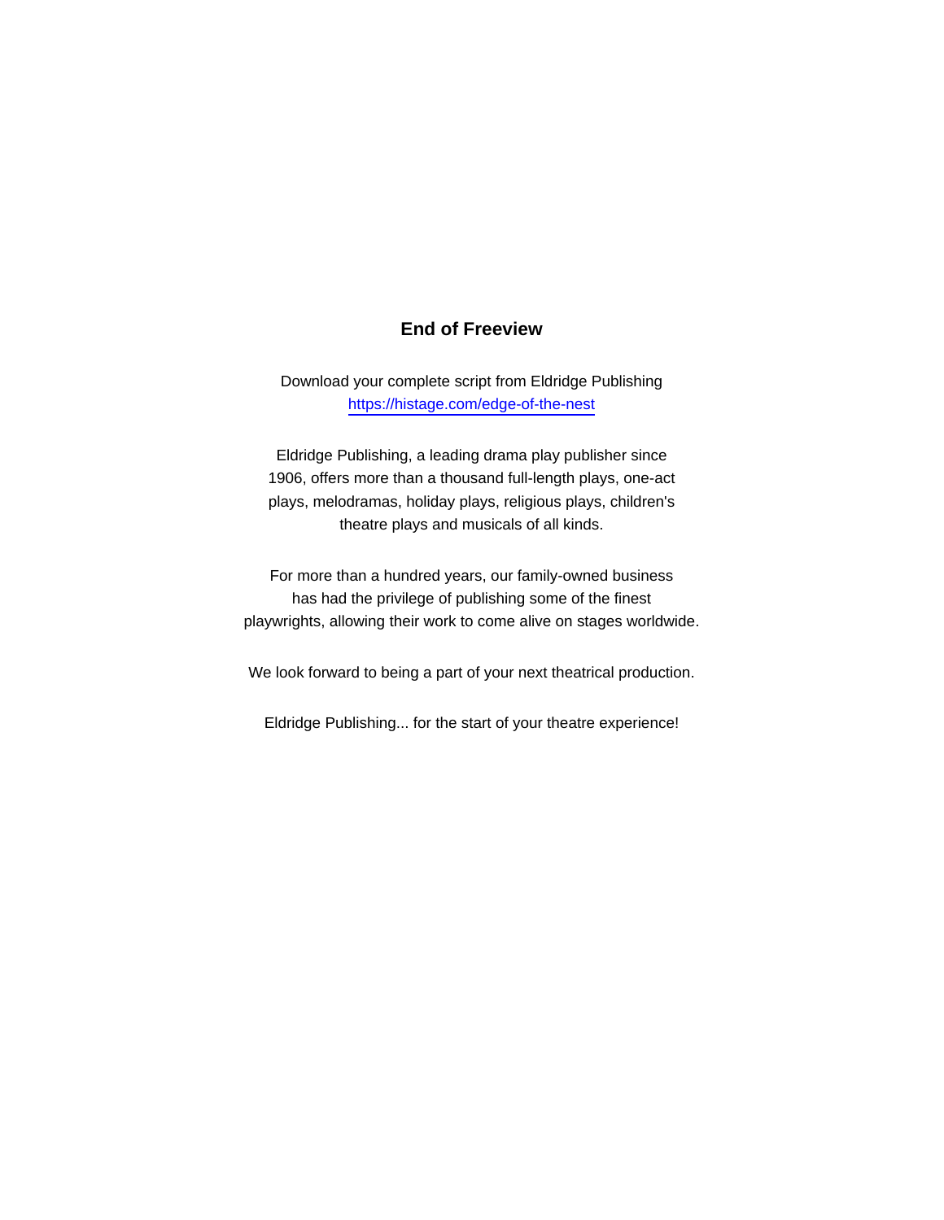**End of Freeview**

Download your complete script from Eldridge Publishing
https://histage.com/edge-of-the-nest

Eldridge Publishing, a leading drama play publisher since 1906, offers more than a thousand full-length plays, one-act plays, melodramas, holiday plays, religious plays, children's theatre plays and musicals of all kinds.

For more than a hundred years, our family-owned business has had the privilege of publishing some of the finest playwrights, allowing their work to come alive on stages worldwide.

We look forward to being a part of your next theatrical production.

Eldridge Publishing... for the start of your theatre experience!